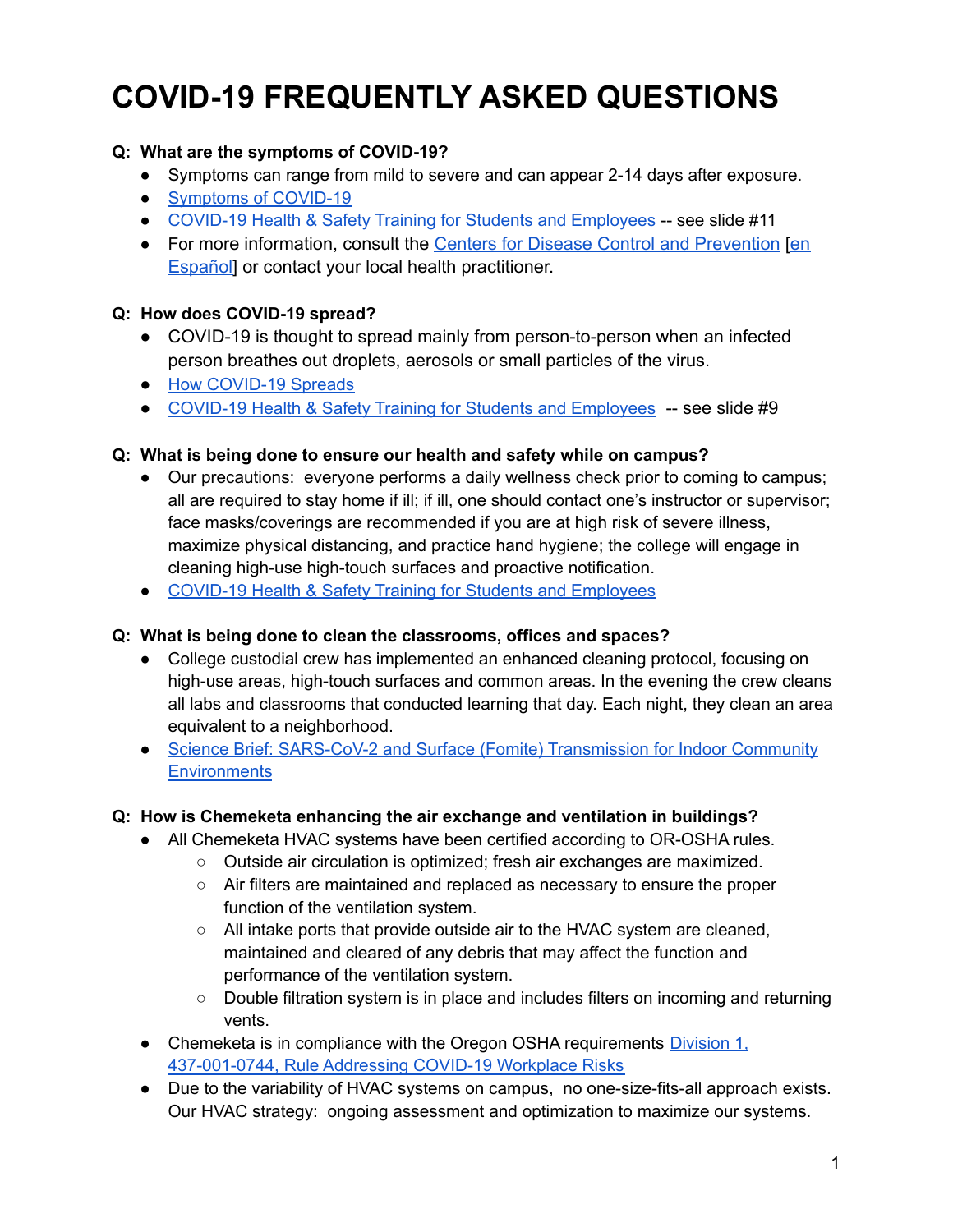# COVID-19 FREQUENTLY ASKED QUESTIONS

**Q: What are the symptoms of COVID-19?**

- Symptoms can range from mild to severe and can appear 2-14 days after exposure.
- Symptoms of COVID-19
- COVID-19 Health & Safety Training for Students and Employees -- see slide #11
- For more information, consult the Centers for Disease Control and Prevention [en Español] or contact your local health practitioner.

**Q: How does COVID-19 spread?**

- COVID-19 is thought to spread mainly from person-to-person when an infected person breathes out droplets, aerosols or small particles of the virus.
- How COVID-19 Spreads
- COVID-19 Health & Safety Training for Students and Employees -- see slide #9

**Q: What is being done to ensure our health and safety while on campus?**

- Our precautions: everyone performs a daily wellness check prior to coming to campus; all are required to stay home if ill; if ill, one should contact one's instructor or supervisor; face masks/coverings are recommended if you are at high risk of severe illness, maximize physical distancing, and practice hand hygiene; the college will engage in cleaning high-use high-touch surfaces and proactive notification.
- COVID-19 Health & Safety Training for Students and Employees

**Q: What is being done to clean the classrooms, offices and spaces?**

- College custodial crew has implemented an enhanced cleaning protocol, focusing on high-use areas, high-touch surfaces and common areas. In the evening the crew cleans all labs and classrooms that conducted learning that day. Each night, they clean an area equivalent to a neighborhood.
- Science Brief: SARS-CoV-2 and Surface (Fomite) Transmission for Indoor Community Environments

**Q: How is Chemeketa enhancing the air exchange and ventilation in buildings?**

- All Chemeketa HVAC systems have been certified according to OR-OSHA rules.
    - Outside air circulation is optimized; fresh air exchanges are maximized.
    - Air filters are maintained and replaced as necessary to ensure the proper function of the ventilation system.
    - All intake ports that provide outside air to the HVAC system are cleaned, maintained and cleared of any debris that may affect the function and performance of the ventilation system.
    - Double filtration system is in place and includes filters on incoming and returning vents.
- Chemeketa is in compliance with the Oregon OSHA requirements Division 1, 437-001-0744, Rule Addressing COVID-19 Workplace Risks
- Due to the variability of HVAC systems on campus, no one-size-fits-all approach exists. Our HVAC strategy: ongoing assessment and optimization to maximize our systems.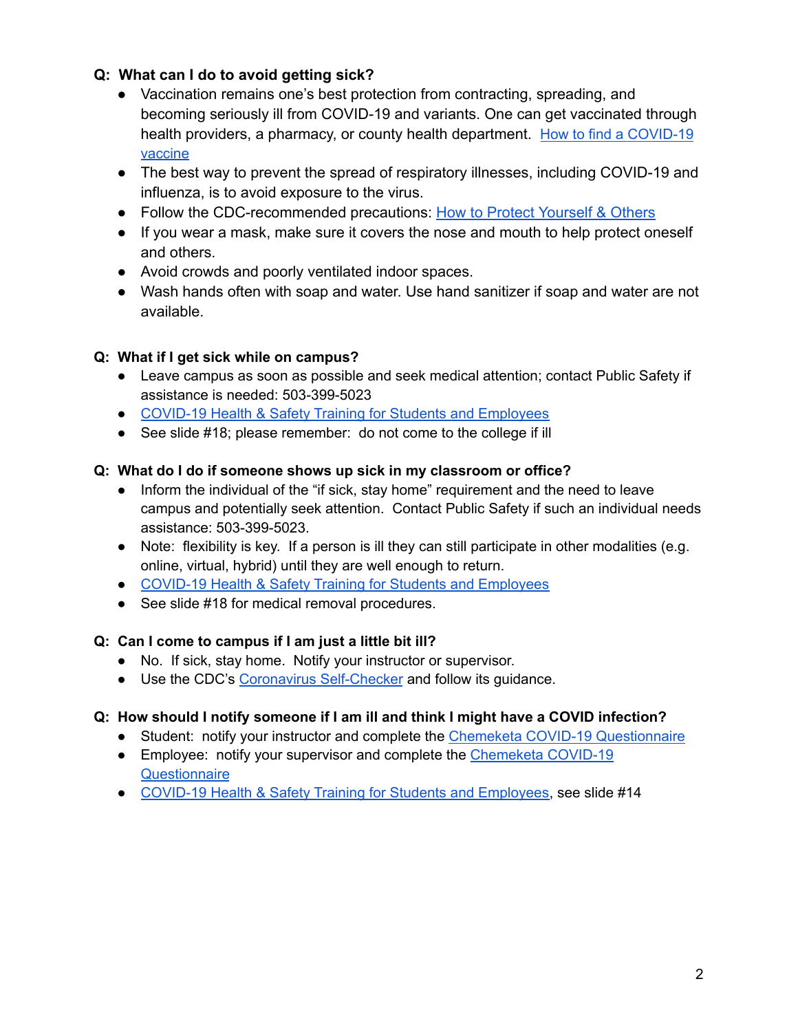**Q: What can I do to avoid getting sick?**

- Vaccination remains one's best protection from contracting, spreading, and becoming seriously ill from COVID-19 and variants. One can get vaccinated through health providers, a pharmacy, or county health department. How to find a COVID-19 vaccine
- The best way to prevent the spread of respiratory illnesses, including COVID-19 and influenza, is to avoid exposure to the virus.
- Follow the CDC-recommended precautions: How to Protect Yourself & Others
- If you wear a mask, make sure it covers the nose and mouth to help protect oneself and others.
- Avoid crowds and poorly ventilated indoor spaces.
- Wash hands often with soap and water. Use hand sanitizer if soap and water are not available.

**Q: What if I get sick while on campus?**

- Leave campus as soon as possible and seek medical attention; contact Public Safety if assistance is needed: 503-399-5023
- COVID-19 Health & Safety Training for Students and Employees
- See slide #18; please remember: do not come to the college if ill

**Q: What do I do if someone shows up sick in my classroom or office?**

- Inform the individual of the "if sick, stay home" requirement and the need to leave campus and potentially seek attention. Contact Public Safety if such an individual needs assistance: 503-399-5023.
- Note: flexibility is key. If a person is ill they can still participate in other modalities (e.g. online, virtual, hybrid) until they are well enough to return.
- COVID-19 Health & Safety Training for Students and Employees
- See slide #18 for medical removal procedures.

**Q: Can I come to campus if I am just a little bit ill?**

- No. If sick, stay home. Notify your instructor or supervisor.
- Use the CDC's Coronavirus Self-Checker and follow its guidance.

**Q: How should I notify someone if I am ill and think I might have a COVID infection?**

- Student: notify your instructor and complete the Chemeketa COVID-19 Questionnaire
- Employee: notify your supervisor and complete the Chemeketa COVID-19 Questionnaire
- COVID-19 Health & Safety Training for Students and Employees, see slide #14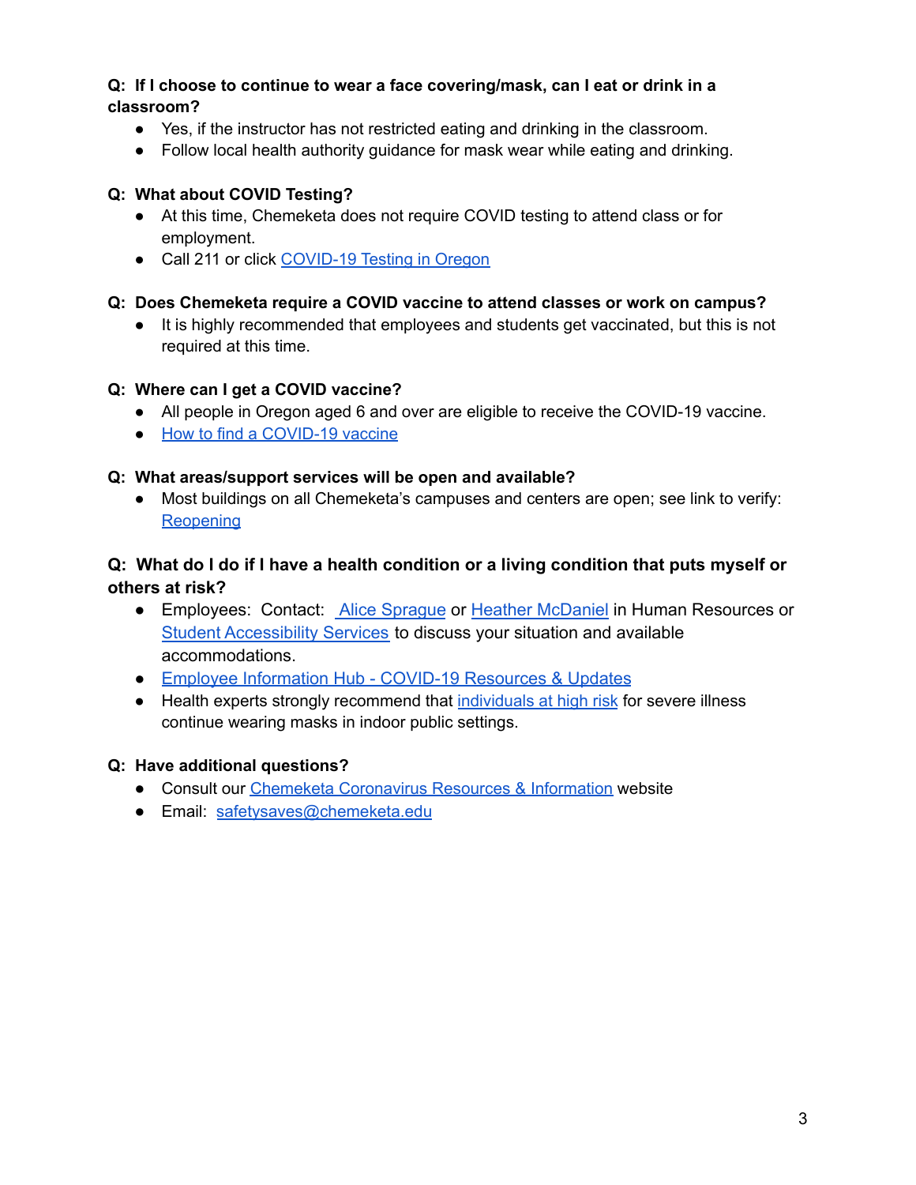**Q: If I choose to continue to wear a face covering/mask, can I eat or drink in a classroom?**

- Yes, if the instructor has not restricted eating and drinking in the classroom.
- Follow local health authority guidance for mask wear while eating and drinking.

**Q: What about COVID Testing?**

- At this time, Chemeketa does not require COVID testing to attend class or for employment.
- Call 211 or click COVID-19 Testing in Oregon

**Q: Does Chemeketa require a COVID vaccine to attend classes or work on campus?**

- It is highly recommended that employees and students get vaccinated, but this is not required at this time.

**Q: Where can I get a COVID vaccine?**

- All people in Oregon aged 6 and over are eligible to receive the COVID-19 vaccine.
- How to find a COVID-19 vaccine

**Q: What areas/support services will be open and available?**

- Most buildings on all Chemeketa's campuses and centers are open; see link to verify: Reopening

**Q: What do I do if I have a health condition or a living condition that puts myself or others at risk?**

- Employees: Contact: Alice Sprague or Heather McDaniel in Human Resources or Student Accessibility Services to discuss your situation and available accommodations.
- Employee Information Hub - COVID-19 Resources & Updates
- Health experts strongly recommend that individuals at high risk for severe illness continue wearing masks in indoor public settings.

**Q: Have additional questions?**

- Consult our Chemeketa Coronavirus Resources & Information website
- Email: safetysaves@chemeketa.edu